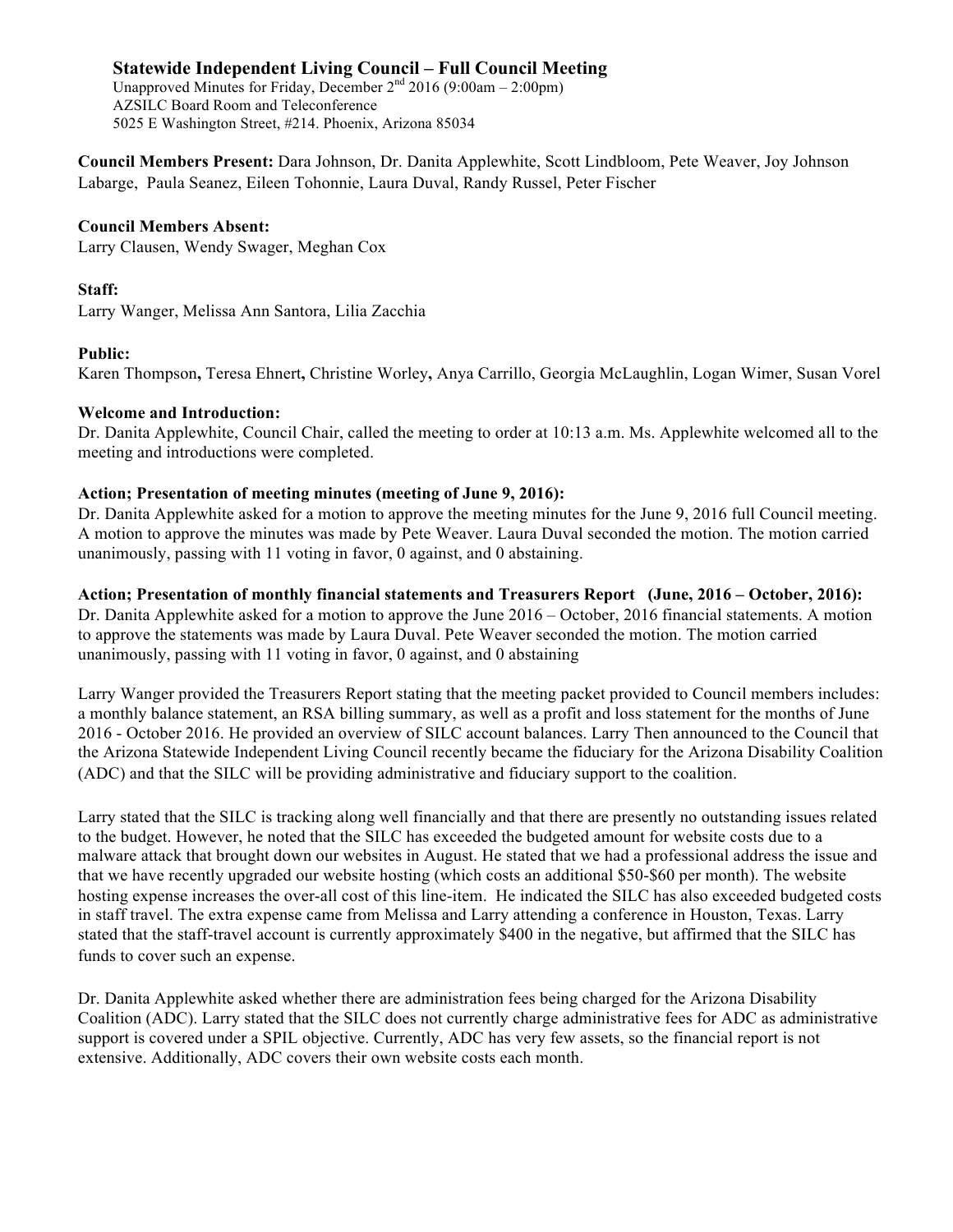# Statewide Independent Living Council – Full Council Meeting

Unapproved Minutes for Friday, December 2nd 2016 (9:00am – 2:00pm)
AZSILC Board Room and Teleconference
5025 E Washington Street, #214. Phoenix, Arizona 85034

**Council Members Present:** Dara Johnson, Dr. Danita Applewhite, Scott Lindbloom, Pete Weaver, Joy Johnson Labarge, Paula Seanez, Eileen Tohonnie, Laura Duval, Randy Russel, Peter Fischer

**Council Members Absent:**
Larry Clausen, Wendy Swager, Meghan Cox

**Staff:**
Larry Wanger, Melissa Ann Santora, Lilia Zacchia

**Public:**
Karen Thompson**,** Teresa Ehnert**,** Christine Worley**,** Anya Carrillo, Georgia McLaughlin, Logan Wimer, Susan Vorel

**Welcome and Introduction:**
Dr. Danita Applewhite, Council Chair, called the meeting to order at 10:13 a.m. Ms. Applewhite welcomed all to the meeting and introductions were completed.

**Action; Presentation of meeting minutes (meeting of June 9, 2016):**
Dr. Danita Applewhite asked for a motion to approve the meeting minutes for the June 9, 2016 full Council meeting. A motion to approve the minutes was made by Pete Weaver. Laura Duval seconded the motion. The motion carried unanimously, passing with 11 voting in favor, 0 against, and 0 abstaining.

**Action; Presentation of monthly financial statements and Treasurers Report (June, 2016 – October, 2016):**
Dr. Danita Applewhite asked for a motion to approve the June 2016 – October, 2016 financial statements. A motion to approve the statements was made by Laura Duval. Pete Weaver seconded the motion. The motion carried unanimously, passing with 11 voting in favor, 0 against, and 0 abstaining

Larry Wanger provided the Treasurers Report stating that the meeting packet provided to Council members includes: a monthly balance statement, an RSA billing summary, as well as a profit and loss statement for the months of June 2016 - October 2016. He provided an overview of SILC account balances. Larry Then announced to the Council that the Arizona Statewide Independent Living Council recently became the fiduciary for the Arizona Disability Coalition (ADC) and that the SILC will be providing administrative and fiduciary support to the coalition.

Larry stated that the SILC is tracking along well financially and that there are presently no outstanding issues related to the budget. However, he noted that the SILC has exceeded the budgeted amount for website costs due to a malware attack that brought down our websites in August. He stated that we had a professional address the issue and that we have recently upgraded our website hosting (which costs an additional $50-$60 per month). The website hosting expense increases the over-all cost of this line-item. He indicated the SILC has also exceeded budgeted costs in staff travel. The extra expense came from Melissa and Larry attending a conference in Houston, Texas. Larry stated that the staff-travel account is currently approximately $400 in the negative, but affirmed that the SILC has funds to cover such an expense.

Dr. Danita Applewhite asked whether there are administration fees being charged for the Arizona Disability Coalition (ADC). Larry stated that the SILC does not currently charge administrative fees for ADC as administrative support is covered under a SPIL objective. Currently, ADC has very few assets, so the financial report is not extensive. Additionally, ADC covers their own website costs each month.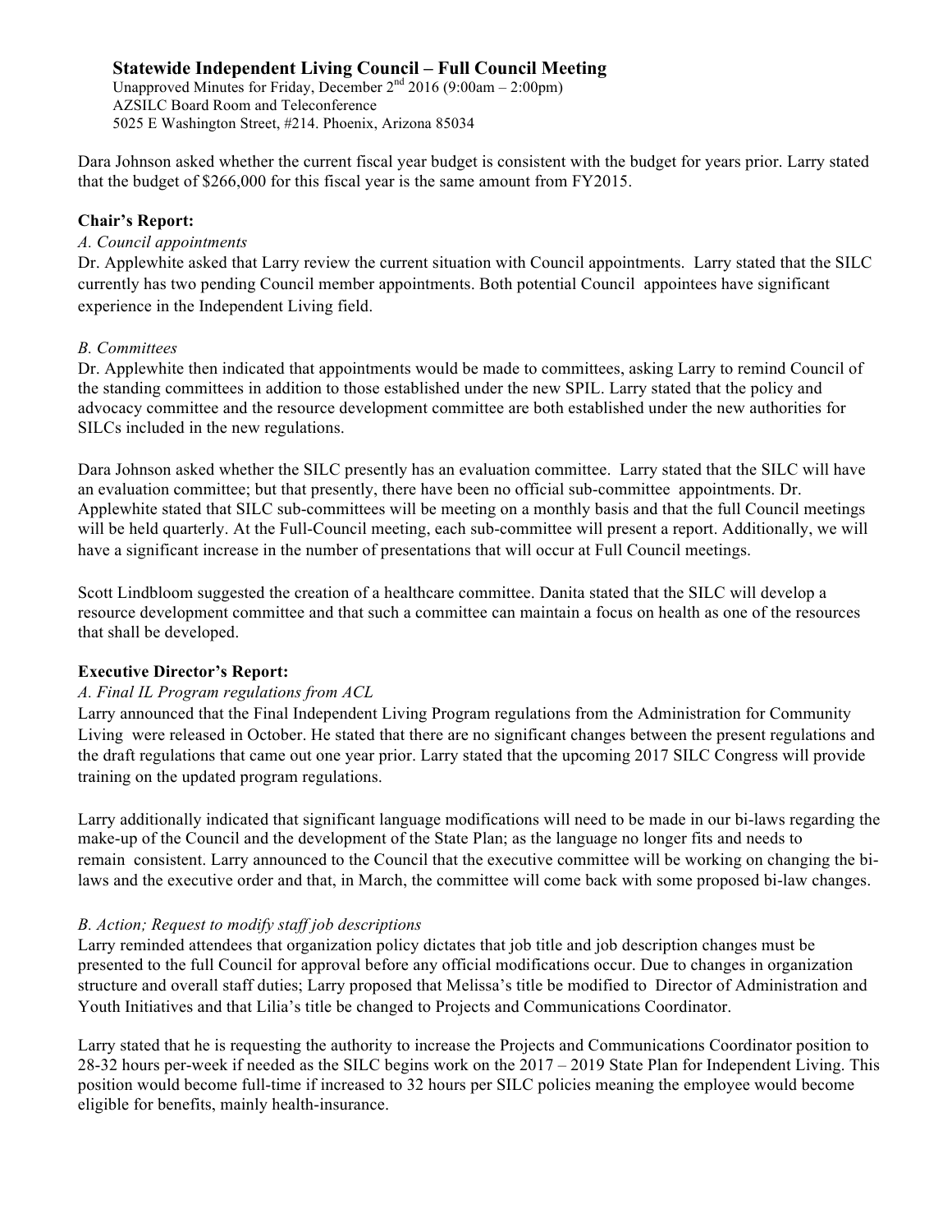**Statewide Independent Living Council – Full Council Meeting**
Unapproved Minutes for Friday, December 2nd 2016 (9:00am – 2:00pm)
AZSILC Board Room and Teleconference
5025 E Washington Street, #214. Phoenix, Arizona 85034

Dara Johnson asked whether the current fiscal year budget is consistent with the budget for years prior. Larry stated that the budget of $266,000 for this fiscal year is the same amount from FY2015.

**Chair's Report:**

*A. Council appointments*

Dr. Applewhite asked that Larry review the current situation with Council appointments. Larry stated that the SILC currently has two pending Council member appointments. Both potential Council appointees have significant experience in the Independent Living field.

*B. Committees*

Dr. Applewhite then indicated that appointments would be made to committees, asking Larry to remind Council of the standing committees in addition to those established under the new SPIL. Larry stated that the policy and advocacy committee and the resource development committee are both established under the new authorities for SILCs included in the new regulations.

Dara Johnson asked whether the SILC presently has an evaluation committee. Larry stated that the SILC will have an evaluation committee; but that presently, there have been no official sub-committee appointments. Dr. Applewhite stated that SILC sub-committees will be meeting on a monthly basis and that the full Council meetings will be held quarterly. At the Full-Council meeting, each sub-committee will present a report. Additionally, we will have a significant increase in the number of presentations that will occur at Full Council meetings.

Scott Lindbloom suggested the creation of a healthcare committee. Danita stated that the SILC will develop a resource development committee and that such a committee can maintain a focus on health as one of the resources that shall be developed.

**Executive Director's Report:**

*A. Final IL Program regulations from ACL*

Larry announced that the Final Independent Living Program regulations from the Administration for Community Living were released in October. He stated that there are no significant changes between the present regulations and the draft regulations that came out one year prior. Larry stated that the upcoming 2017 SILC Congress will provide training on the updated program regulations.

Larry additionally indicated that significant language modifications will need to be made in our bi-laws regarding the make-up of the Council and the development of the State Plan; as the language no longer fits and needs to remain consistent. Larry announced to the Council that the executive committee will be working on changing the bi-laws and the executive order and that, in March, the committee will come back with some proposed bi-law changes.

*B. Action; Request to modify staff job descriptions*

Larry reminded attendees that organization policy dictates that job title and job description changes must be presented to the full Council for approval before any official modifications occur. Due to changes in organization structure and overall staff duties; Larry proposed that Melissa's title be modified to Director of Administration and Youth Initiatives and that Lilia's title be changed to Projects and Communications Coordinator.

Larry stated that he is requesting the authority to increase the Projects and Communications Coordinator position to 28-32 hours per-week if needed as the SILC begins work on the 2017 – 2019 State Plan for Independent Living. This position would become full-time if increased to 32 hours per SILC policies meaning the employee would become eligible for benefits, mainly health-insurance.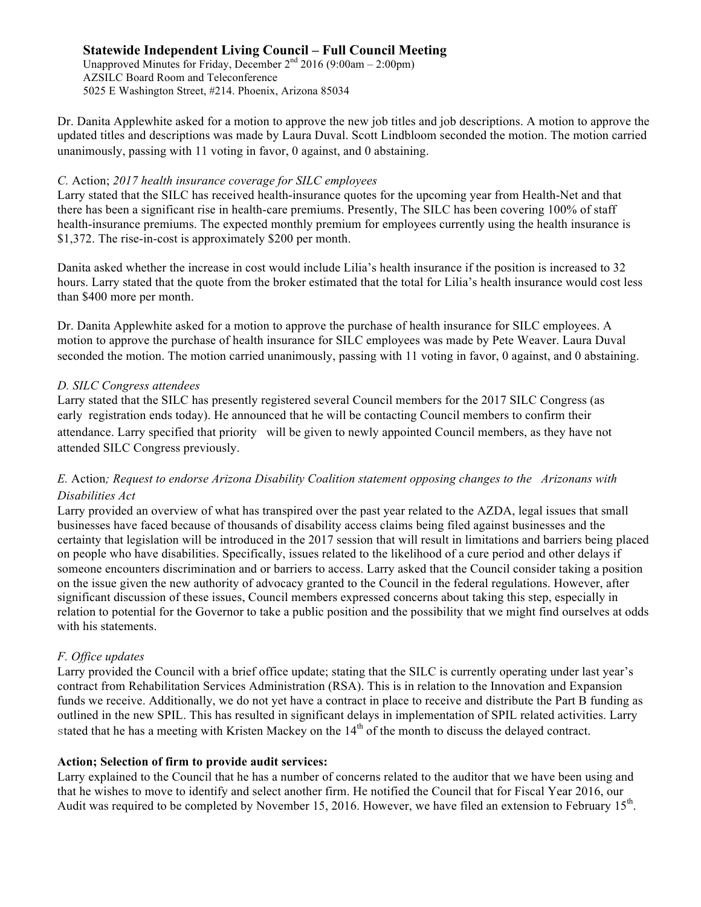**Statewide Independent Living Council – Full Council Meeting**
Unapproved Minutes for Friday, December 2nd 2016 (9:00am – 2:00pm)
AZSILC Board Room and Teleconference
5025 E Washington Street, #214. Phoenix, Arizona 85034

Dr. Danita Applewhite asked for a motion to approve the new job titles and job descriptions. A motion to approve the updated titles and descriptions was made by Laura Duval. Scott Lindbloom seconded the motion. The motion carried unanimously, passing with 11 voting in favor, 0 against, and 0 abstaining.

*C.* Action; *2017 health insurance coverage for SILC employees*
Larry stated that the SILC has received health-insurance quotes for the upcoming year from Health-Net and that there has been a significant rise in health-care premiums. Presently, The SILC has been covering 100% of staff health-insurance premiums. The expected monthly premium for employees currently using the health insurance is $1,372. The rise-in-cost is approximately $200 per month.

Danita asked whether the increase in cost would include Lilia's health insurance if the position is increased to 32 hours. Larry stated that the quote from the broker estimated that the total for Lilia's health insurance would cost less than $400 more per month.

Dr. Danita Applewhite asked for a motion to approve the purchase of health insurance for SILC employees. A motion to approve the purchase of health insurance for SILC employees was made by Pete Weaver. Laura Duval seconded the motion. The motion carried unanimously, passing with 11 voting in favor, 0 against, and 0 abstaining.

*D. SILC Congress attendees*
Larry stated that the SILC has presently registered several Council members for the 2017 SILC Congress (as early registration ends today). He announced that he will be contacting Council members to confirm their attendance. Larry specified that priority will be given to newly appointed Council members, as they have not attended SILC Congress previously.

*E.* Action*; Request to endorse Arizona Disability Coalition statement opposing changes to the Arizonans with Disabilities Act*
Larry provided an overview of what has transpired over the past year related to the AZDA, legal issues that small businesses have faced because of thousands of disability access claims being filed against businesses and the certainty that legislation will be introduced in the 2017 session that will result in limitations and barriers being placed on people who have disabilities. Specifically, issues related to the likelihood of a cure period and other delays if someone encounters discrimination and or barriers to access. Larry asked that the Council consider taking a position on the issue given the new authority of advocacy granted to the Council in the federal regulations. However, after significant discussion of these issues, Council members expressed concerns about taking this step, especially in relation to potential for the Governor to take a public position and the possibility that we might find ourselves at odds with his statements.

*F. Office updates*
Larry provided the Council with a brief office update; stating that the SILC is currently operating under last year's contract from Rehabilitation Services Administration (RSA). This is in relation to the Innovation and Expansion funds we receive. Additionally, we do not yet have a contract in place to receive and distribute the Part B funding as outlined in the new SPIL. This has resulted in significant delays in implementation of SPIL related activities. Larry stated that he has a meeting with Kristen Mackey on the 14th of the month to discuss the delayed contract.

**Action; Selection of firm to provide audit services:**
Larry explained to the Council that he has a number of concerns related to the auditor that we have been using and that he wishes to move to identify and select another firm. He notified the Council that for Fiscal Year 2016, our Audit was required to be completed by November 15, 2016. However, we have filed an extension to February 15th.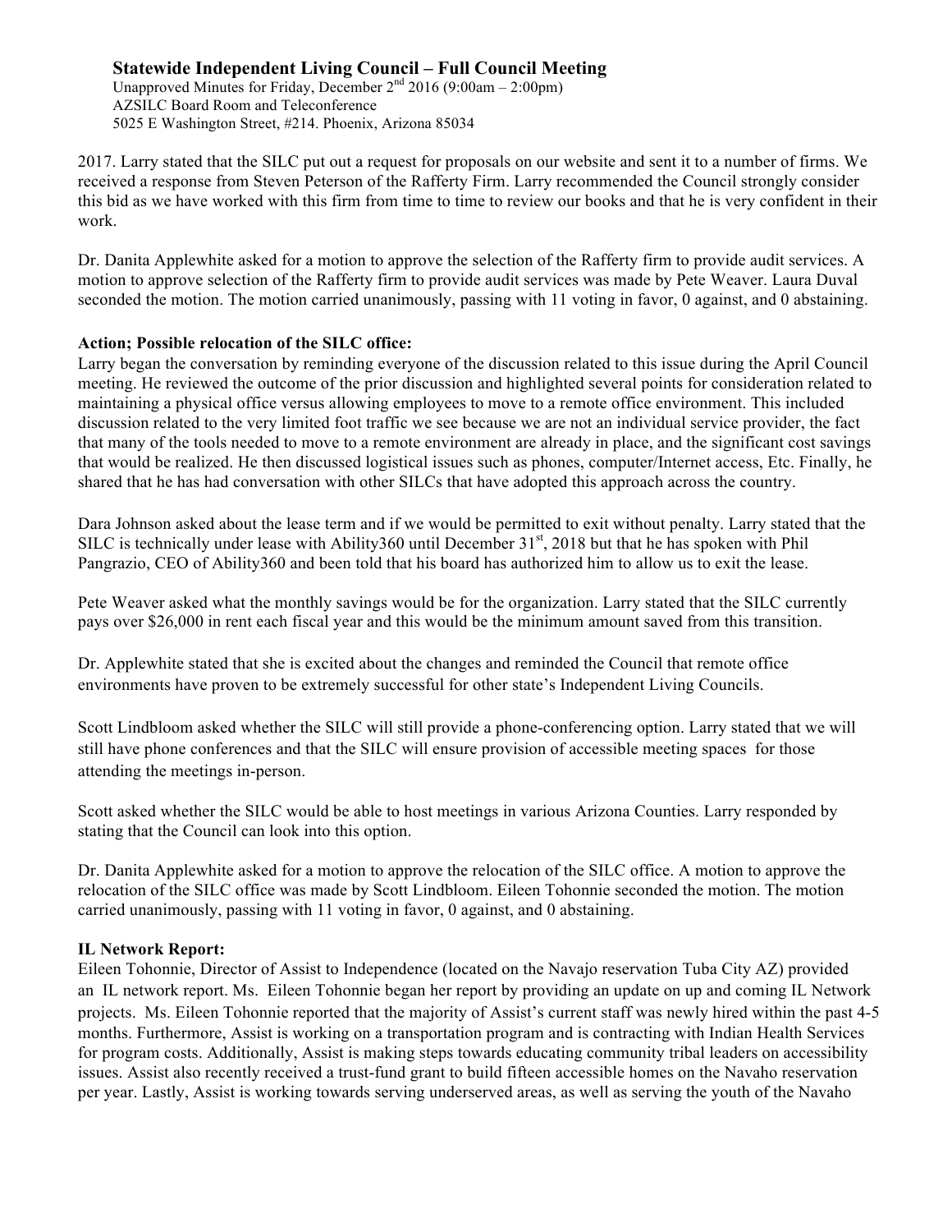2017. Larry stated that the SILC put out a request for proposals on our website and sent it to a number of firms. We received a response from Steven Peterson of the Rafferty Firm. Larry recommended the Council strongly consider this bid as we have worked with this firm from time to time to review our books and that he is very confident in their work.

Dr. Danita Applewhite asked for a motion to approve the selection of the Rafferty firm to provide audit services. A motion to approve selection of the Rafferty firm to provide audit services was made by Pete Weaver. Laura Duval seconded the motion. The motion carried unanimously, passing with 11 voting in favor, 0 against, and 0 abstaining.

**Action; Possible relocation of the SILC office:**

Larry began the conversation by reminding everyone of the discussion related to this issue during the April Council meeting. He reviewed the outcome of the prior discussion and highlighted several points for consideration related to maintaining a physical office versus allowing employees to move to a remote office environment. This included discussion related to the very limited foot traffic we see because we are not an individual service provider, the fact that many of the tools needed to move to a remote environment are already in place, and the significant cost savings that would be realized. He then discussed logistical issues such as phones, computer/Internet access, Etc. Finally, he shared that he has had conversation with other SILCs that have adopted this approach across the country.

Dara Johnson asked about the lease term and if we would be permitted to exit without penalty. Larry stated that the SILC is technically under lease with Ability360 until December 31st, 2018 but that he has spoken with Phil Pangrazio, CEO of Ability360 and been told that his board has authorized him to allow us to exit the lease.

Pete Weaver asked what the monthly savings would be for the organization. Larry stated that the SILC currently pays over $26,000 in rent each fiscal year and this would be the minimum amount saved from this transition.

Dr. Applewhite stated that she is excited about the changes and reminded the Council that remote office environments have proven to be extremely successful for other state's Independent Living Councils.

Scott Lindbloom asked whether the SILC will still provide a phone-conferencing option. Larry stated that we will still have phone conferences and that the SILC will ensure provision of accessible meeting spaces for those attending the meetings in-person.

Scott asked whether the SILC would be able to host meetings in various Arizona Counties. Larry responded by stating that the Council can look into this option.

Dr. Danita Applewhite asked for a motion to approve the relocation of the SILC office. A motion to approve the relocation of the SILC office was made by Scott Lindbloom. Eileen Tohonnie seconded the motion. The motion carried unanimously, passing with 11 voting in favor, 0 against, and 0 abstaining.

**IL Network Report:**

Eileen Tohonnie, Director of Assist to Independence (located on the Navajo reservation Tuba City AZ) provided an IL network report. Ms. Eileen Tohonnie began her report by providing an update on up and coming IL Network projects. Ms. Eileen Tohonnie reported that the majority of Assist's current staff was newly hired within the past 4-5 months. Furthermore, Assist is working on a transportation program and is contracting with Indian Health Services for program costs. Additionally, Assist is making steps towards educating community tribal leaders on accessibility issues. Assist also recently received a trust-fund grant to build fifteen accessible homes on the Navaho reservation per year. Lastly, Assist is working towards serving underserved areas, as well as serving the youth of the Navaho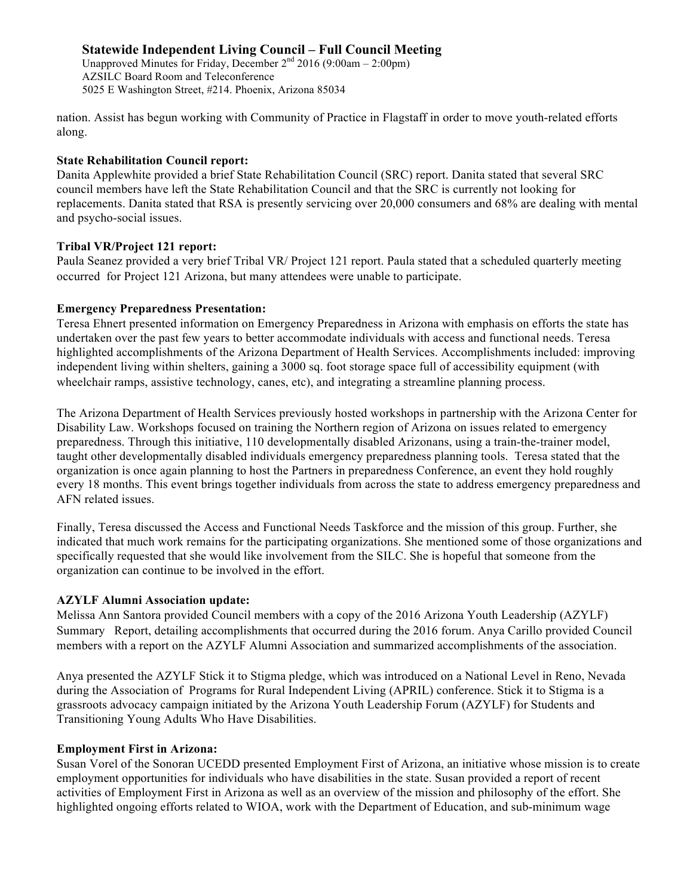nation. Assist has begun working with Community of Practice in Flagstaff in order to move youth-related efforts along.

**State Rehabilitation Council report:**
Danita Applewhite provided a brief State Rehabilitation Council (SRC) report. Danita stated that several SRC council members have left the State Rehabilitation Council and that the SRC is currently not looking for replacements. Danita stated that RSA is presently servicing over 20,000 consumers and 68% are dealing with mental and psycho-social issues.

**Tribal VR/Project 121 report:**
Paula Seanez provided a very brief Tribal VR/ Project 121 report. Paula stated that a scheduled quarterly meeting occurred for Project 121 Arizona, but many attendees were unable to participate.

**Emergency Preparedness Presentation:**
Teresa Ehnert presented information on Emergency Preparedness in Arizona with emphasis on efforts the state has undertaken over the past few years to better accommodate individuals with access and functional needs. Teresa highlighted accomplishments of the Arizona Department of Health Services. Accomplishments included: improving independent living within shelters, gaining a 3000 sq. foot storage space full of accessibility equipment (with wheelchair ramps, assistive technology, canes, etc), and integrating a streamline planning process.

The Arizona Department of Health Services previously hosted workshops in partnership with the Arizona Center for Disability Law. Workshops focused on training the Northern region of Arizona on issues related to emergency preparedness. Through this initiative, 110 developmentally disabled Arizonans, using a train-the-trainer model, taught other developmentally disabled individuals emergency preparedness planning tools. Teresa stated that the organization is once again planning to host the Partners in preparedness Conference, an event they hold roughly every 18 months. This event brings together individuals from across the state to address emergency preparedness and AFN related issues.

Finally, Teresa discussed the Access and Functional Needs Taskforce and the mission of this group. Further, she indicated that much work remains for the participating organizations. She mentioned some of those organizations and specifically requested that she would like involvement from the SILC. She is hopeful that someone from the organization can continue to be involved in the effort.

**AZYLF Alumni Association update:**
Melissa Ann Santora provided Council members with a copy of the 2016 Arizona Youth Leadership (AZYLF) Summary Report, detailing accomplishments that occurred during the 2016 forum. Anya Carillo provided Council members with a report on the AZYLF Alumni Association and summarized accomplishments of the association.

Anya presented the AZYLF Stick it to Stigma pledge, which was introduced on a National Level in Reno, Nevada during the Association of Programs for Rural Independent Living (APRIL) conference. Stick it to Stigma is a grassroots advocacy campaign initiated by the Arizona Youth Leadership Forum (AZYLF) for Students and Transitioning Young Adults Who Have Disabilities.

**Employment First in Arizona:**
Susan Vorel of the Sonoran UCEDD presented Employment First of Arizona, an initiative whose mission is to create employment opportunities for individuals who have disabilities in the state. Susan provided a report of recent activities of Employment First in Arizona as well as an overview of the mission and philosophy of the effort. She highlighted ongoing efforts related to WIOA, work with the Department of Education, and sub-minimum wage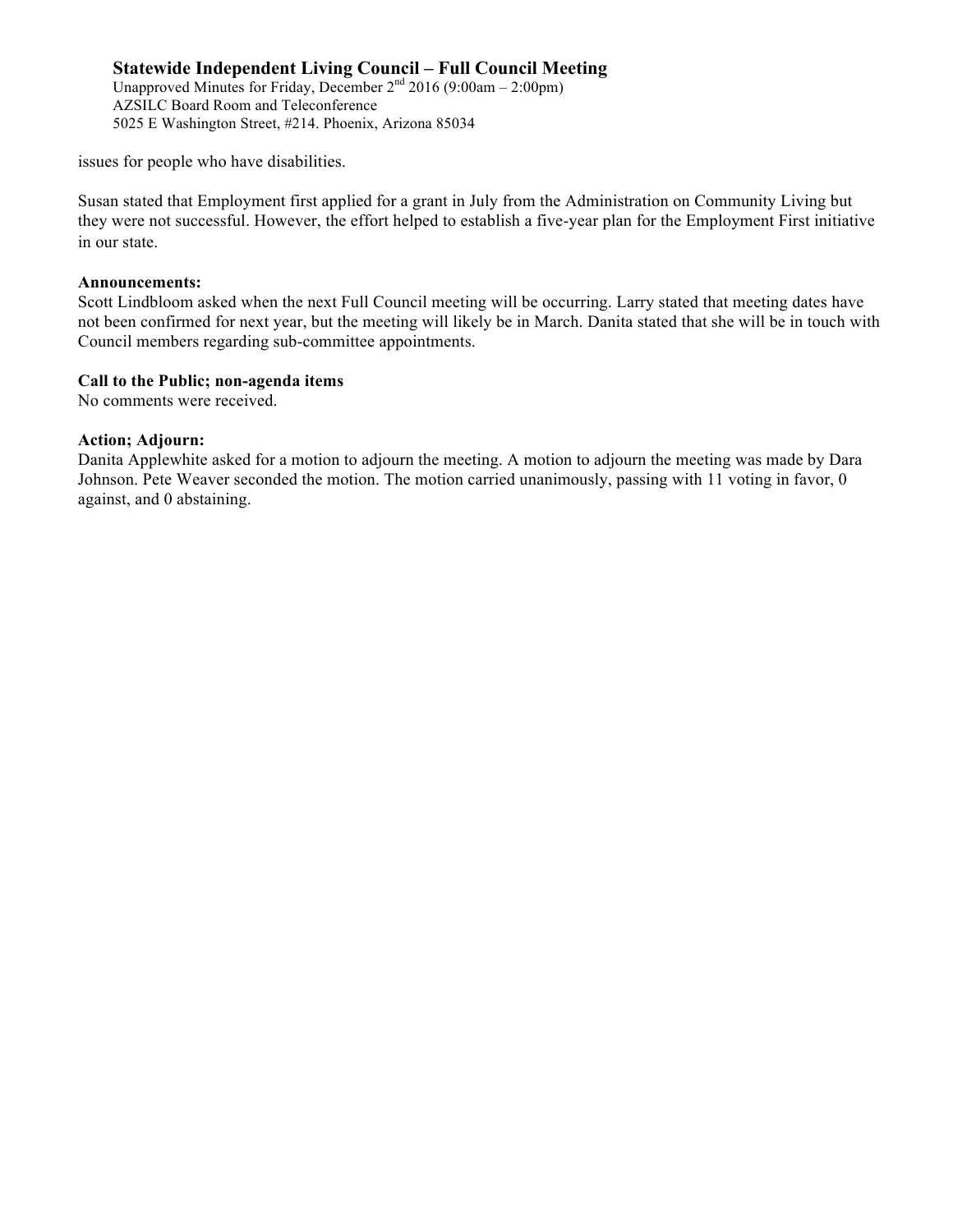issues for people who have disabilities.

Susan stated that Employment first applied for a grant in July from the Administration on Community Living but they were not successful. However, the effort helped to establish a five-year plan for the Employment First initiative in our state.

**Announcements:**
Scott Lindbloom asked when the next Full Council meeting will be occurring. Larry stated that meeting dates have not been confirmed for next year, but the meeting will likely be in March. Danita stated that she will be in touch with Council members regarding sub-committee appointments.

**Call to the Public; non-agenda items**
No comments were received.

**Action; Adjourn:**
Danita Applewhite asked for a motion to adjourn the meeting. A motion to adjourn the meeting was made by Dara Johnson. Pete Weaver seconded the motion. The motion carried unanimously, passing with 11 voting in favor, 0 against, and 0 abstaining.